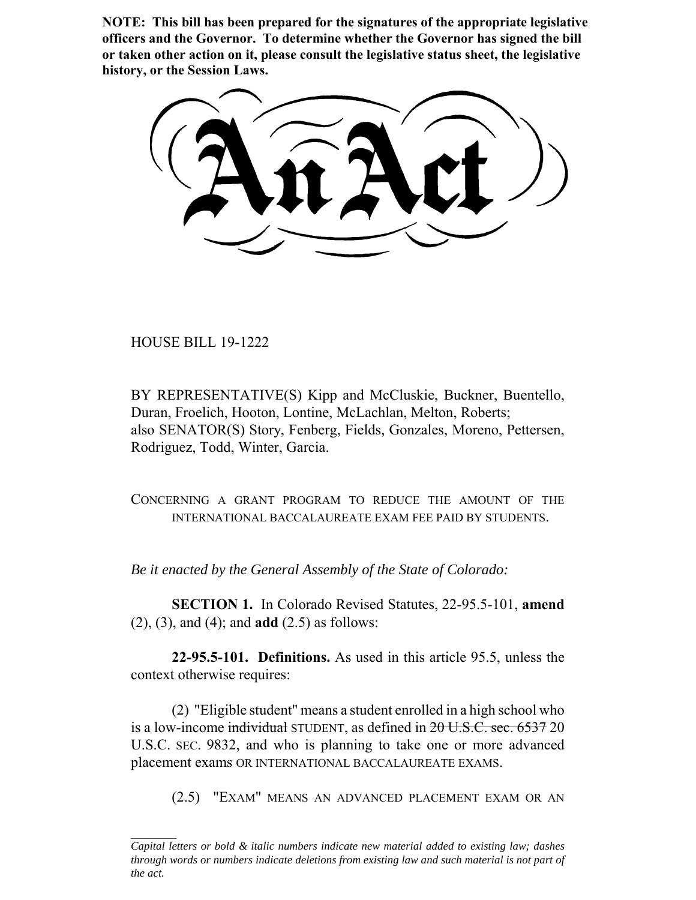**NOTE: This bill has been prepared for the signatures of the appropriate legislative officers and the Governor. To determine whether the Governor has signed the bill or taken other action on it, please consult the legislative status sheet, the legislative history, or the Session Laws.**

# An Act

HOUSE BILL 19-1222

BY REPRESENTATIVE(S) Kipp and McCluskie, Buckner, Buentello, Duran, Froelich, Hooton, Lontine, McLachlan, Melton, Roberts; also SENATOR(S) Story, Fenberg, Fields, Gonzales, Moreno, Pettersen, Rodriguez, Todd, Winter, Garcia.

CONCERNING A GRANT PROGRAM TO REDUCE THE AMOUNT OF THE INTERNATIONAL BACCALAUREATE EXAM FEE PAID BY STUDENTS.

*Be it enacted by the General Assembly of the State of Colorado:*

**SECTION 1.** In Colorado Revised Statutes, 22-95.5-101, **amend** (2), (3), and (4); and **add** (2.5) as follows:

**22-95.5-101. Definitions.** As used in this article 95.5, unless the context otherwise requires:

(2) "Eligible student" means a student enrolled in a high school who is a low-income ~~individual~~ STUDENT, as defined in ~~20 U.S.C. sec. 6537~~ 20 U.S.C. SEC. 9832, and who is planning to take one or more advanced placement exams OR INTERNATIONAL BACCALAUREATE EXAMS.

(2.5) "EXAM" MEANS AN ADVANCED PLACEMENT EXAM OR AN

*Capital letters or bold & italic numbers indicate new material added to existing law; dashes through words or numbers indicate deletions from existing law and such material is not part of the act.*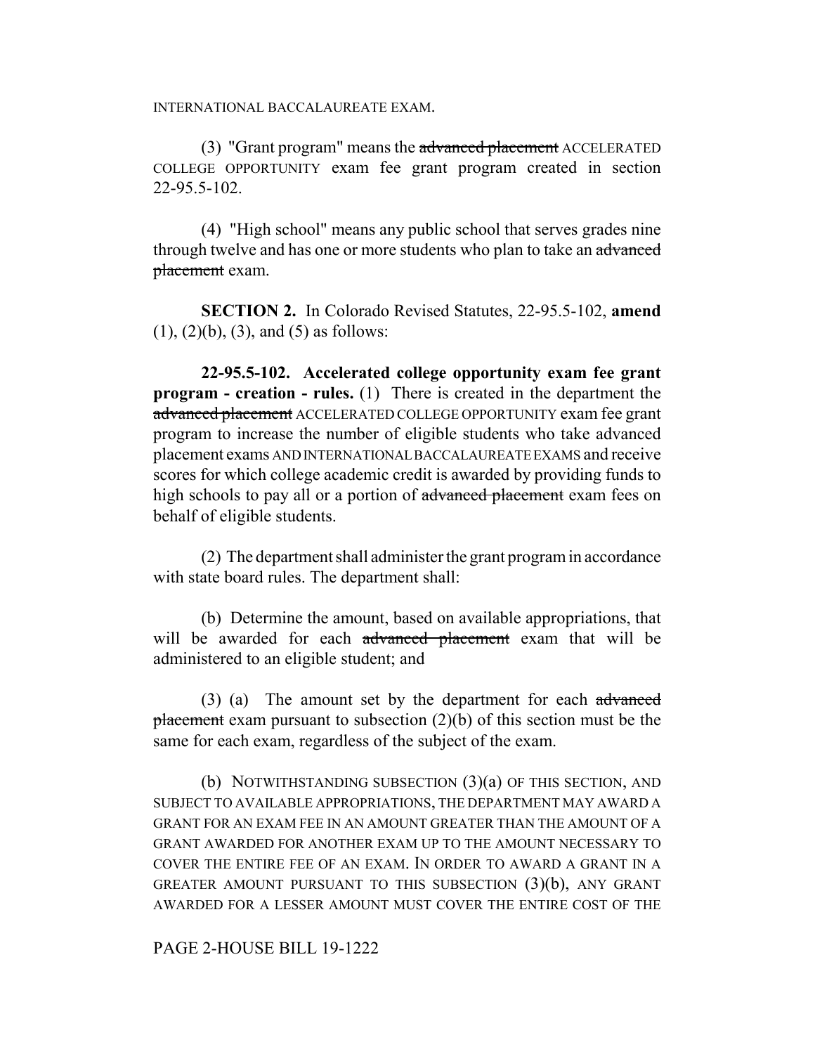INTERNATIONAL BACCALAUREATE EXAM.

(3) "Grant program" means the ~~advanced placement~~ ACCELERATED COLLEGE OPPORTUNITY exam fee grant program created in section 22-95.5-102.

(4) "High school" means any public school that serves grades nine through twelve and has one or more students who plan to take an ~~advanced placement~~ exam.

**SECTION 2.** In Colorado Revised Statutes, 22-95.5-102, **amend** (1), (2)(b), (3), and (5) as follows:

**22-95.5-102. Accelerated college opportunity exam fee grant program - creation - rules.** (1) There is created in the department the ~~advanced placement~~ ACCELERATED COLLEGE OPPORTUNITY exam fee grant program to increase the number of eligible students who take advanced placement exams AND INTERNATIONAL BACCALAUREATE EXAMS and receive scores for which college academic credit is awarded by providing funds to high schools to pay all or a portion of ~~advanced placement~~ exam fees on behalf of eligible students.

(2) The department shall administer the grant program in accordance with state board rules. The department shall:

(b) Determine the amount, based on available appropriations, that will be awarded for each ~~advanced placement~~ exam that will be administered to an eligible student; and

(3) (a) The amount set by the department for each ~~advanced placement~~ exam pursuant to subsection (2)(b) of this section must be the same for each exam, regardless of the subject of the exam.

(b) NOTWITHSTANDING SUBSECTION (3)(a) OF THIS SECTION, AND SUBJECT TO AVAILABLE APPROPRIATIONS, THE DEPARTMENT MAY AWARD A GRANT FOR AN EXAM FEE IN AN AMOUNT GREATER THAN THE AMOUNT OF A GRANT AWARDED FOR ANOTHER EXAM UP TO THE AMOUNT NECESSARY TO COVER THE ENTIRE FEE OF AN EXAM. IN ORDER TO AWARD A GRANT IN A GREATER AMOUNT PURSUANT TO THIS SUBSECTION (3)(b), ANY GRANT AWARDED FOR A LESSER AMOUNT MUST COVER THE ENTIRE COST OF THE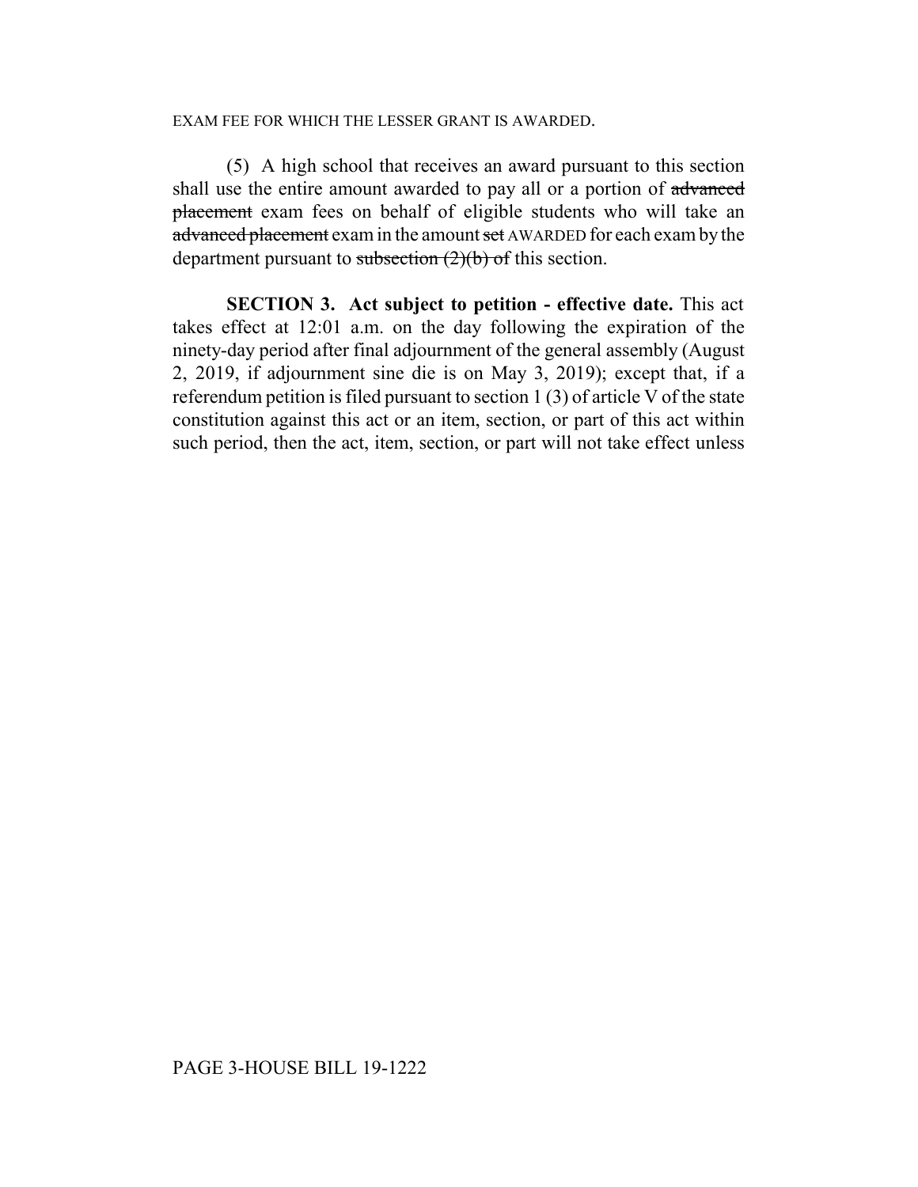EXAM FEE FOR WHICH THE LESSER GRANT IS AWARDED.

(5) A high school that receives an award pursuant to this section shall use the entire amount awarded to pay all or a portion of ~~advanced placement~~ exam fees on behalf of eligible students who will take an ~~advanced placement~~ exam in the amount ~~set~~ AWARDED for each exam by the department pursuant to ~~subsection (2)(b) of~~ this section.

**SECTION 3. Act subject to petition - effective date.** This act takes effect at 12:01 a.m. on the day following the expiration of the ninety-day period after final adjournment of the general assembly (August 2, 2019, if adjournment sine die is on May 3, 2019); except that, if a referendum petition is filed pursuant to section 1 (3) of article V of the state constitution against this act or an item, section, or part of this act within such period, then the act, item, section, or part will not take effect unless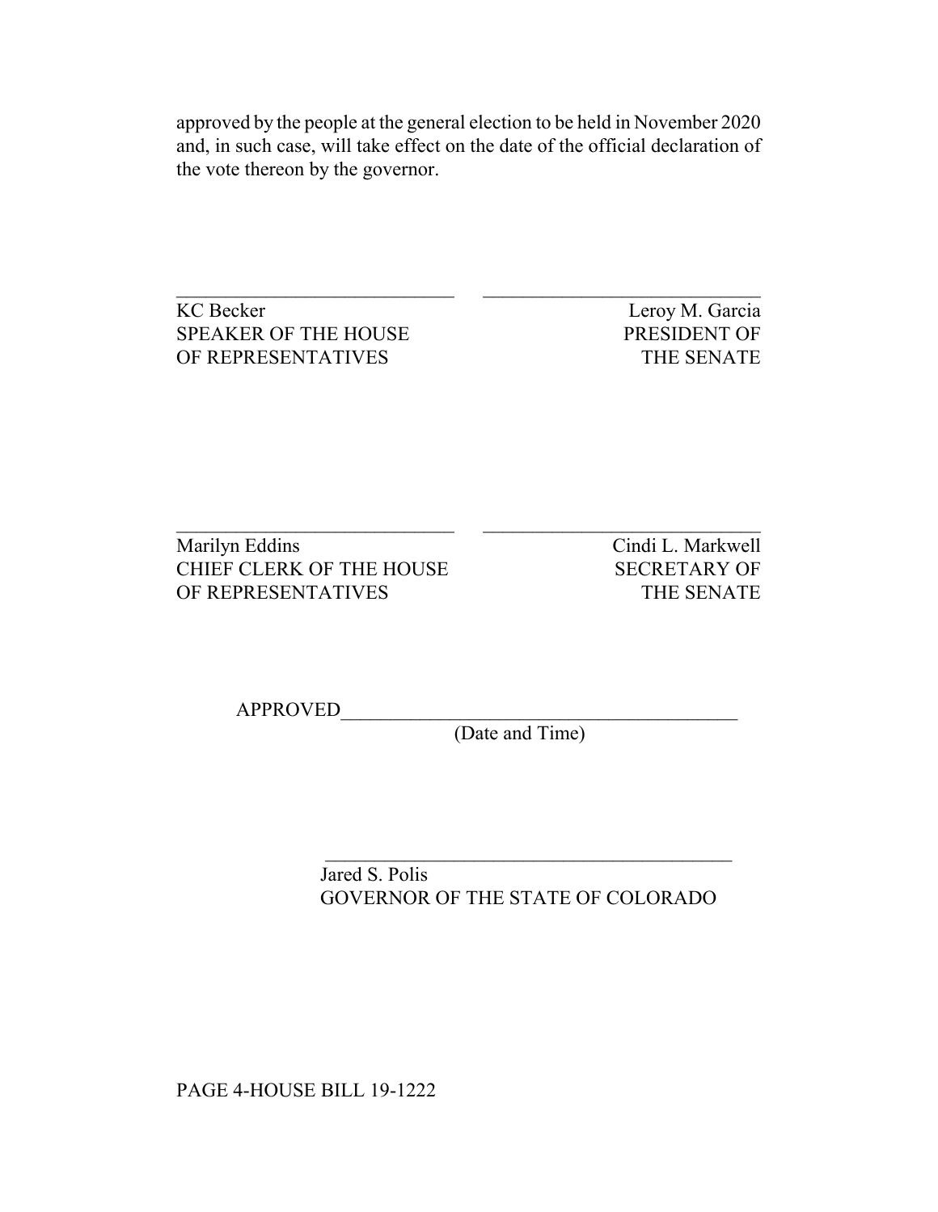approved by the people at the general election to be held in November 2020 and, in such case, will take effect on the date of the official declaration of the vote thereon by the governor.

____________________________
KC Becker
SPEAKER OF THE HOUSE
OF REPRESENTATIVES

____________________________
Leroy M. Garcia
PRESIDENT OF
THE SENATE

____________________________
Marilyn Eddins
CHIEF CLERK OF THE HOUSE
OF REPRESENTATIVES

____________________________
Cindi L. Markwell
SECRETARY OF
THE SENATE

APPROVED________________________________________
(Date and Time)

_________________________________________
Jared S. Polis
GOVERNOR OF THE STATE OF COLORADO

PAGE 4-HOUSE BILL 19-1222